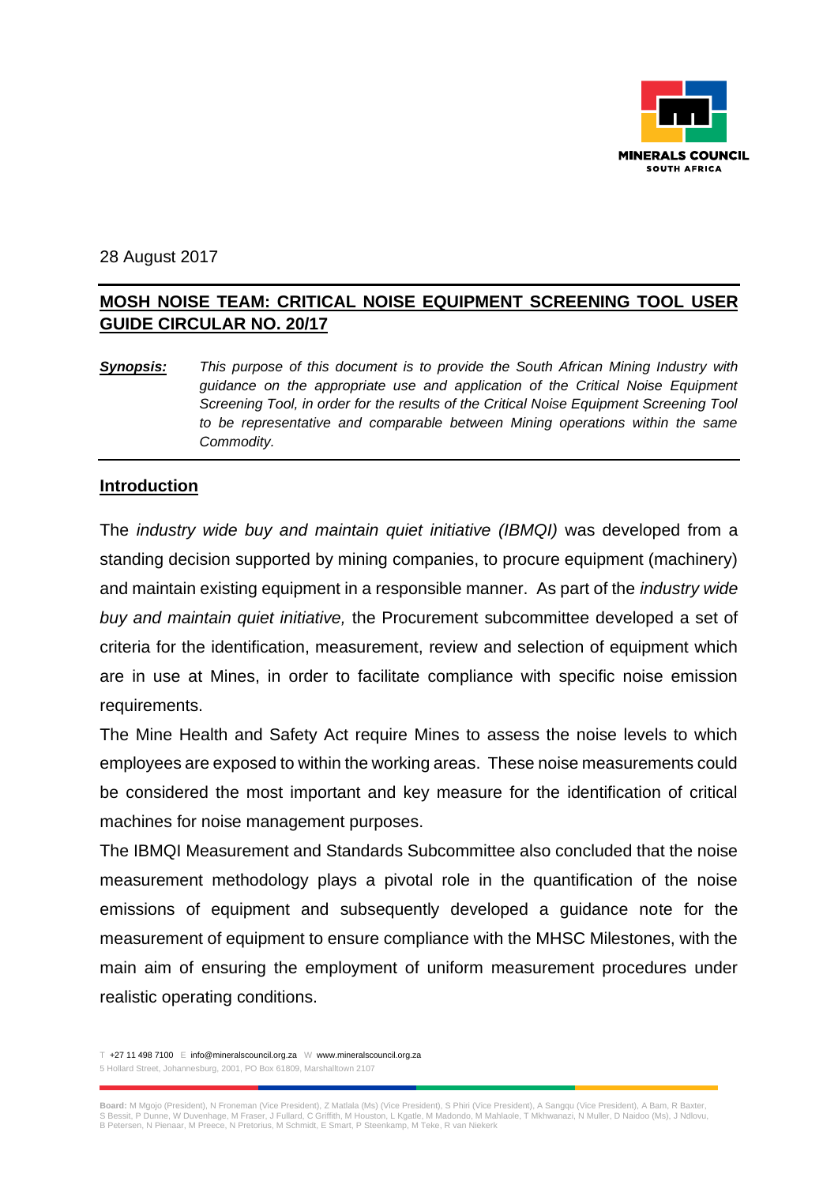28 August 2017

## MOSH NOISE TEAM: CRITICAL NOISE EQUIPMENT SCREENING TOOL USER GUIDE CIRCULAR NO. 20/17

***Synopsis:*** *This purpose of this document is to provide the South African Mining Industry with guidance on the appropriate use and application of the Critical Noise Equipment Screening Tool, in order for the results of the Critical Noise Equipment Screening Tool to be representative and comparable between Mining operations within the same Commodity.*

### Introduction

The *industry wide buy and maintain quiet initiative (IBMQI)* was developed from a standing decision supported by mining companies, to procure equipment (machinery) and maintain existing equipment in a responsible manner. As part of the *industry wide buy and maintain quiet initiative,* the Procurement subcommittee developed a set of criteria for the identification, measurement, review and selection of equipment which are in use at Mines, in order to facilitate compliance with specific noise emission requirements.

The Mine Health and Safety Act require Mines to assess the noise levels to which employees are exposed to within the working areas. These noise measurements could be considered the most important and key measure for the identification of critical machines for noise management purposes.

The IBMQI Measurement and Standards Subcommittee also concluded that the noise measurement methodology plays a pivotal role in the quantification of the noise emissions of equipment and subsequently developed a guidance note for the measurement of equipment to ensure compliance with the MHSC Milestones, with the main aim of ensuring the employment of uniform measurement procedures under realistic operating conditions.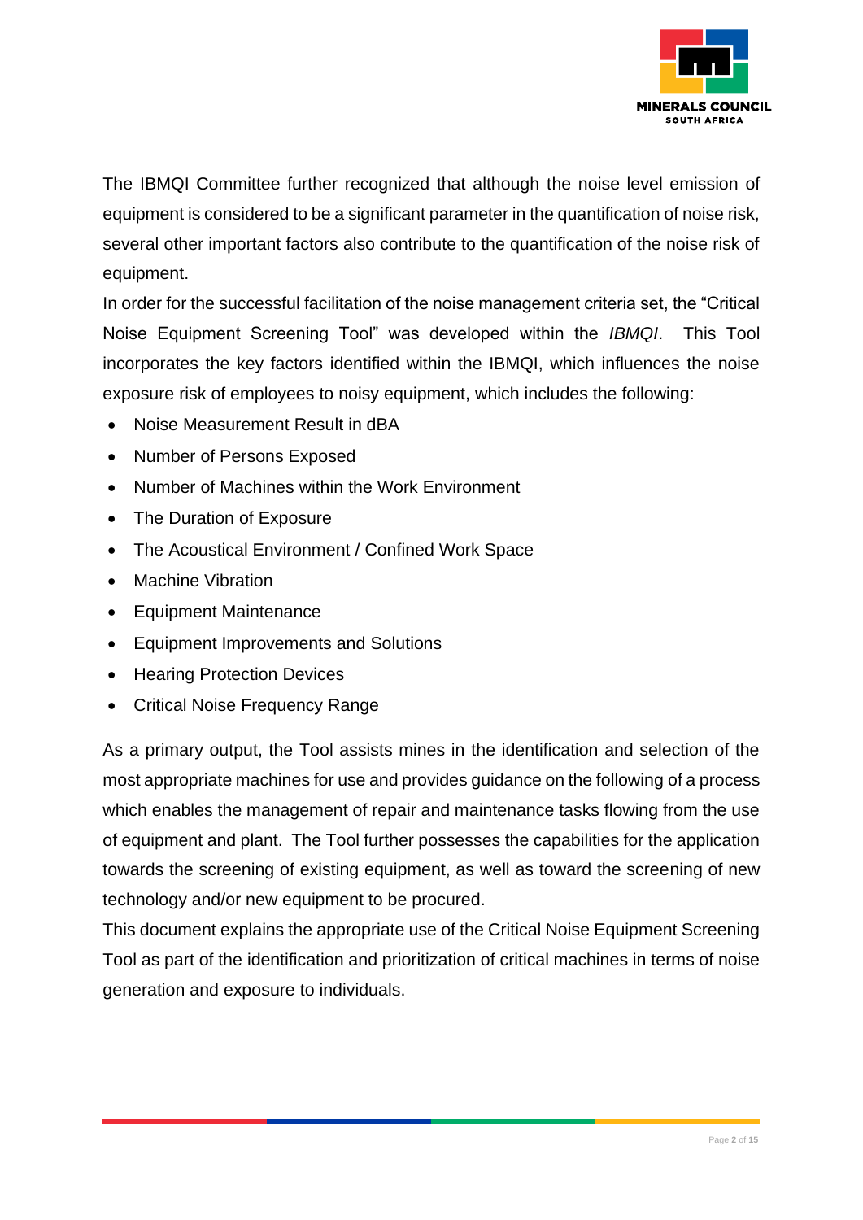The IBMQI Committee further recognized that although the noise level emission of equipment is considered to be a significant parameter in the quantification of noise risk, several other important factors also contribute to the quantification of the noise risk of equipment.

In order for the successful facilitation of the noise management criteria set, the "Critical Noise Equipment Screening Tool" was developed within the *IBMQI*. This Tool incorporates the key factors identified within the IBMQI, which influences the noise exposure risk of employees to noisy equipment, which includes the following:

- Noise Measurement Result in dBA
- Number of Persons Exposed
- Number of Machines within the Work Environment
- The Duration of Exposure
- The Acoustical Environment / Confined Work Space
- Machine Vibration
- Equipment Maintenance
- Equipment Improvements and Solutions
- Hearing Protection Devices
- Critical Noise Frequency Range

As a primary output, the Tool assists mines in the identification and selection of the most appropriate machines for use and provides guidance on the following of a process which enables the management of repair and maintenance tasks flowing from the use of equipment and plant. The Tool further possesses the capabilities for the application towards the screening of existing equipment, as well as toward the screening of new technology and/or new equipment to be procured.

This document explains the appropriate use of the Critical Noise Equipment Screening Tool as part of the identification and prioritization of critical machines in terms of noise generation and exposure to individuals.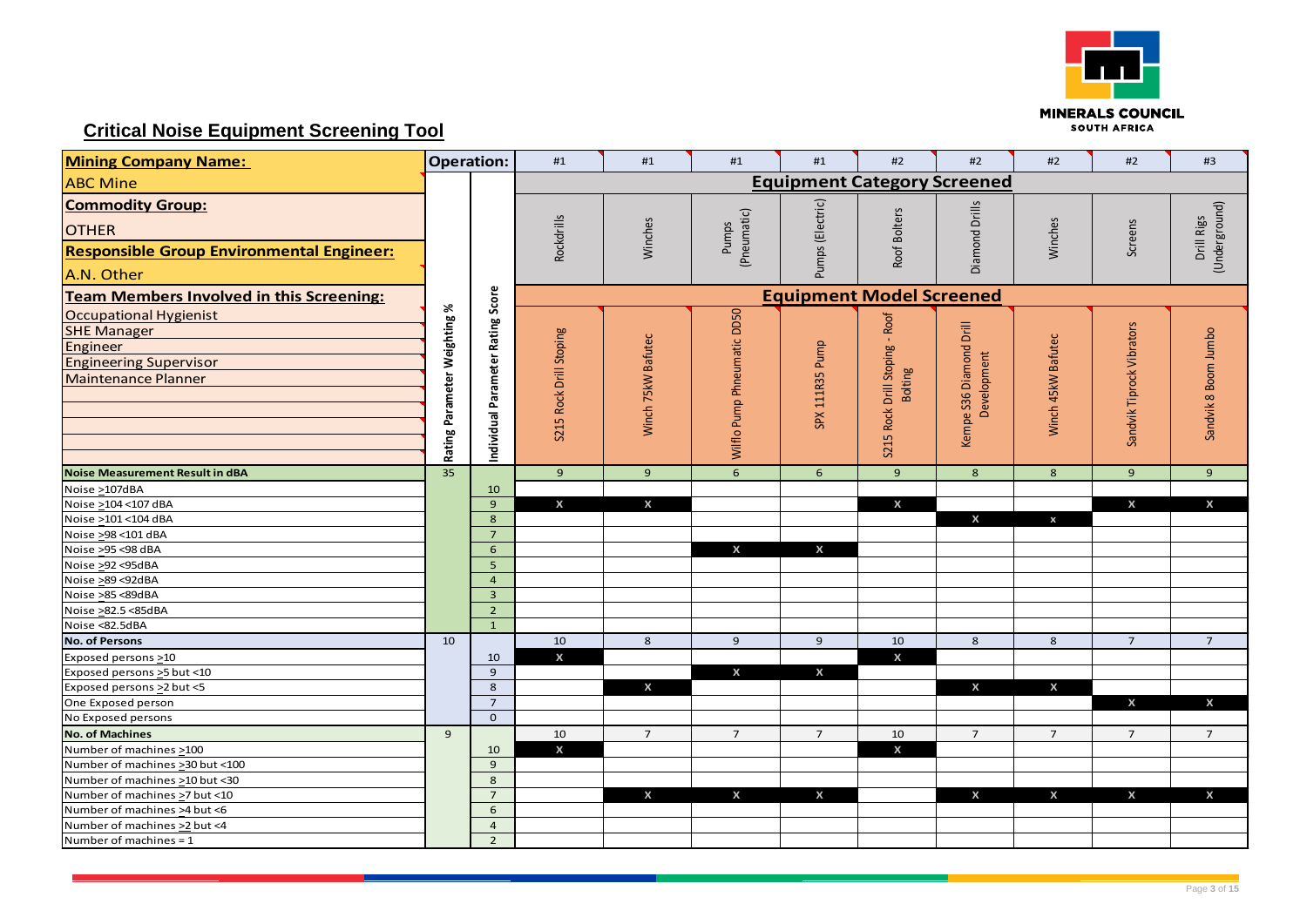## Critical Noise Equipment Screening Tool

| **Mining Company Name:** | **Operation:** | | #1 | #1 | #1 | #1 | #2 | #2 | #2 | #2 | #3 |
|---|---|---|---|---|---|---|---|---|---|---|---|
| ABC Mine | | | **Equipment Category Screened** | | | | | | | | |
| **Commodity Group:** OTHER **Responsible Group Environmental Engineer:** A.N. Other | | | Rockdrills | Winches | Pumps (Pneumatic) | Pumps (Electric) | Roof Bolters | Diamond Drills | Winches | Screens | Drill Rigs (Underground) |
| **Team Members Involved in this Screening:** | Rating Parameter Weighting % | Individual Parameter Rating Score | **Equipment Model Screened** | | | | | | | | |
| Occupational Hygienist; SHE Manager; Engineer; Engineering Supervisor; Maintenance Planner | | | S215 Rock Drill Stoping | Winch 75kW Bafutec | Wilflo Pump Phneumatic DD50 | SPX 111R35 Pump | S215 Rock Drill Stoping - Roof Bolting | Kempe S36 Diamond Drill Development | Winch 45kW Bafutec | Sandvik Tiprock Vibrators | Sandvik 8 Boom Jumbo |
| **Noise Measurement Result in dBA** | 35 | | 9 | 9 | 6 | 6 | 9 | 8 | 8 | 9 | 9 |
| Noise ≥107dBA | | 10 | | | | | | | | | |
| Noise ≥104 <107 dBA | | 9 | X | X | | | X | | | X | X |
| Noise ≥101 <104 dBA | | 8 | | | | | | X | x | | |
| Noise ≥98 <101 dBA | | 7 | | | | | | | | | |
| Noise ≥95 <98 dBA | | 6 | | | X | X | | | | | |
| Noise ≥92 <95dBA | | 5 | | | | | | | | | |
| Noise ≥89 <92dBA | | 4 | | | | | | | | | |
| Noise >85 <89dBA | | 3 | | | | | | | | | |
| Noise ≥82.5 <85dBA | | 2 | | | | | | | | | |
| Noise <82.5dBA | | 1 | | | | | | | | | |
| **No. of Persons** | 10 | | 10 | 8 | 9 | 9 | 10 | 8 | 8 | 7 | 7 |
| Exposed persons ≥10 | | 10 | X | | | | X | | | | |
| Exposed persons ≥5 but <10 | | 9 | | | X | X | | | | | |
| Exposed persons ≥2 but <5 | | 8 | | X | | | | X | X | | |
| One Exposed person | | 7 | | | | | | | | X | X |
| No Exposed persons | | 0 | | | | | | | | | |
| **No. of Machines** | 9 | | 10 | 7 | 7 | 7 | 10 | 7 | 7 | 7 | 7 |
| Number of machines ≥100 | | 10 | X | | | | X | | | | |
| Number of machines ≥30 but <100 | | 9 | | | | | | | | | |
| Number of machines ≥10 but <30 | | 8 | | | | | | | | | |
| Number of machines ≥7 but <10 | | 7 | | X | X | X | | X | X | X | X |
| Number of machines >4 but <6 | | 6 | | | | | | | | | |
| Number of machines ≥2 but <4 | | 4 | | | | | | | | | |
| Number of machines = 1 | | 2 | | | | | | | | | |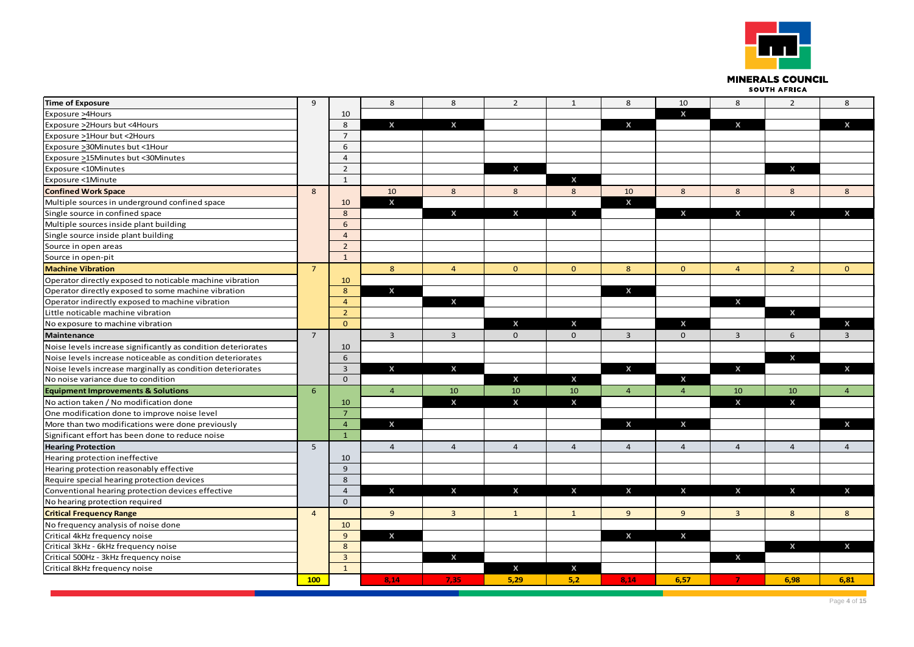| | | | | | | | | | | | |
|---|---|---|---|---|---|---|---|---|---|---|---|
| **Time of Exposure** | 9 | | 8 | 8 | 2 | 1 | 8 | 10 | 8 | 2 | 8 |
| Exposure >4Hours | | 10 | | | | | | X | | | |
| Exposure >2Hours but <4Hours | | 8 | X | X | | | X | | X | | X |
| Exposure >1Hour but <2Hours | | 7 | | | | | | | | | |
| Exposure >30Minutes but <1Hour | | 6 | | | | | | | | | |
| Exposure >15Minutes but <30Minutes | | 4 | | | | | | | | | |
| Exposure <10Minutes | | 2 | | | X | | | | | X | |
| Exposure <1Minute | | 1 | | | | X | | | | | |
| **Confined Work Space** | 8 | | 10 | 8 | 8 | 8 | 10 | 8 | 8 | 8 | 8 |
| Multiple sources in underground confined space | | 10 | X | | | | X | | | | |
| Single source in confined space | | 8 | | X | X | X | | X | X | X | X |
| Multiple sources inside plant building | | 6 | | | | | | | | | |
| Single source inside plant building | | 4 | | | | | | | | | |
| Source in open areas | | 2 | | | | | | | | | |
| Source in open-pit | | 1 | | | | | | | | | |
| **Machine Vibration** | 7 | | 8 | 4 | 0 | 0 | 8 | 0 | 4 | 2 | 0 |
| Operator directly exposed to noticable machine vibration | | 10 | | | | | | | | | |
| Operator directly exposed to some machine vibration | | 8 | X | | | | X | | | | |
| Operator indirectly exposed to machine vibration | | 4 | | X | | | | | X | | |
| Little noticable machine vibration | | 2 | | | | | | | | X | |
| No exposure to machine vibration | | 0 | | | X | X | | X | | | X |
| **Maintenance** | 7 | | 3 | 3 | 0 | 0 | 3 | 0 | 3 | 6 | 3 |
| Noise levels increase significantly as condition deteriorates | | 10 | | | | | | | | | |
| Noise levels increase noticeable as condition deteriorates | | 6 | | | | | | | | X | |
| Noise levels increase marginally as condition deteriorates | | 3 | X | X | | | X | | X | | X |
| No noise variance due to condition | | 0 | | | X | X | | X | | | |
| **Equipment Improvements & Solutions** | 6 | | 4 | 10 | 10 | 10 | 4 | 4 | 10 | 10 | 4 |
| No action taken / No modification done | | 10 | | X | X | X | | | X | X | |
| One modification done to improve noise level | | 7 | | | | | | | | | |
| More than two modifications were done previously | | 4 | X | | | | X | X | | | X |
| Significant effort has been done to reduce noise | | 1 | | | | | | | | | |
| **Hearing Protection** | 5 | | 4 | 4 | 4 | 4 | 4 | 4 | 4 | 4 | 4 |
| Hearing protection ineffective | | 10 | | | | | | | | | |
| Hearing protection reasonably effective | | 9 | | | | | | | | | |
| Require special hearing protection devices | | 8 | | | | | | | | | |
| Conventional hearing protection devices effective | | 4 | X | X | X | X | X | X | X | X | X |
| No hearing protection required | | 0 | | | | | | | | | |
| **Critical Frequency Range** | 4 | | 9 | 3 | 1 | 1 | 9 | 9 | 3 | 8 | 8 |
| No frequency analysis of noise done | | 10 | | | | | | | | | |
| Critical 4kHz frequency noise | | 9 | X | | | | X | X | | | |
| Critical 3kHz - 6kHz frequency noise | | 8 | | | | | | | | X | X |
| Critical 500Hz - 3kHz frequency noise | | 3 | | X | | | | | X | | |
| Critical 8kHz frequency noise | | 1 | | | X | X | | | | | |
| | **100** | | **8,14** | **7,35** | **5,29** | **5,2** | **8,14** | **6,57** | **7** | **6,98** | **6,81** |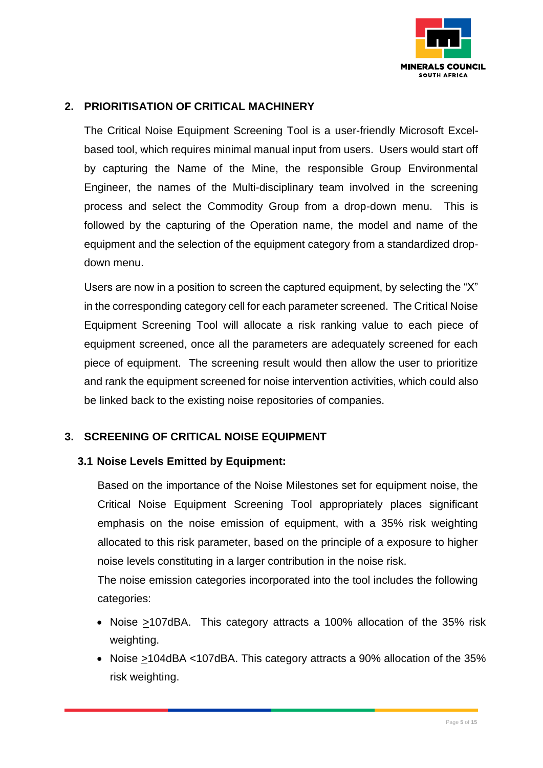## 2. PRIORITISATION OF CRITICAL MACHINERY

The Critical Noise Equipment Screening Tool is a user-friendly Microsoft Excel-based tool, which requires minimal manual input from users. Users would start off by capturing the Name of the Mine, the responsible Group Environmental Engineer, the names of the Multi-disciplinary team involved in the screening process and select the Commodity Group from a drop-down menu. This is followed by the capturing of the Operation name, the model and name of the equipment and the selection of the equipment category from a standardized drop-down menu.

Users are now in a position to screen the captured equipment, by selecting the "X" in the corresponding category cell for each parameter screened. The Critical Noise Equipment Screening Tool will allocate a risk ranking value to each piece of equipment screened, once all the parameters are adequately screened for each piece of equipment. The screening result would then allow the user to prioritize and rank the equipment screened for noise intervention activities, which could also be linked back to the existing noise repositories of companies.

## 3. SCREENING OF CRITICAL NOISE EQUIPMENT

### 3.1 Noise Levels Emitted by Equipment:

Based on the importance of the Noise Milestones set for equipment noise, the Critical Noise Equipment Screening Tool appropriately places significant emphasis on the noise emission of equipment, with a 35% risk weighting allocated to this risk parameter, based on the principle of a exposure to higher noise levels constituting in a larger contribution in the noise risk.

The noise emission categories incorporated into the tool includes the following categories:

- Noise ≥107dBA. This category attracts a 100% allocation of the 35% risk weighting.
- Noise ≥104dBA <107dBA. This category attracts a 90% allocation of the 35% risk weighting.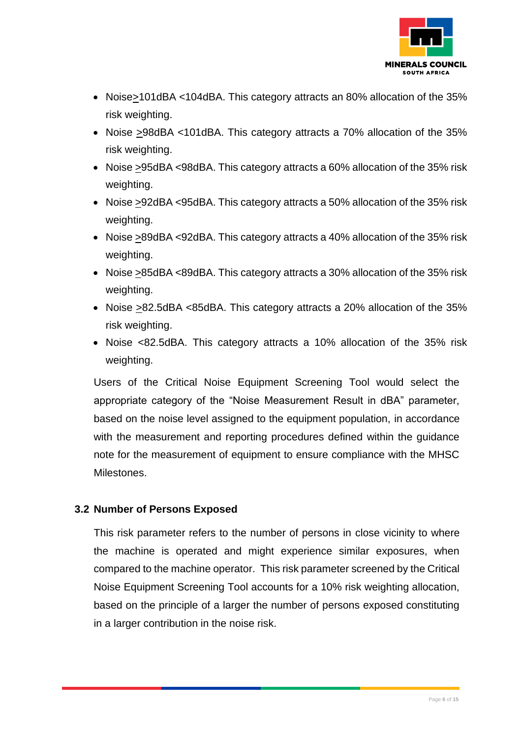- Noise≥101dBA <104dBA. This category attracts an 80% allocation of the 35% risk weighting.
- Noise ≥98dBA <101dBA. This category attracts a 70% allocation of the 35% risk weighting.
- Noise ≥95dBA <98dBA. This category attracts a 60% allocation of the 35% risk weighting.
- Noise ≥92dBA <95dBA. This category attracts a 50% allocation of the 35% risk weighting.
- Noise ≥89dBA <92dBA. This category attracts a 40% allocation of the 35% risk weighting.
- Noise ≥85dBA <89dBA. This category attracts a 30% allocation of the 35% risk weighting.
- Noise ≥82.5dBA <85dBA. This category attracts a 20% allocation of the 35% risk weighting.
- Noise <82.5dBA. This category attracts a 10% allocation of the 35% risk weighting.

Users of the Critical Noise Equipment Screening Tool would select the appropriate category of the "Noise Measurement Result in dBA" parameter, based on the noise level assigned to the equipment population, in accordance with the measurement and reporting procedures defined within the guidance note for the measurement of equipment to ensure compliance with the MHSC Milestones.

### 3.2 Number of Persons Exposed

This risk parameter refers to the number of persons in close vicinity to where the machine is operated and might experience similar exposures, when compared to the machine operator. This risk parameter screened by the Critical Noise Equipment Screening Tool accounts for a 10% risk weighting allocation, based on the principle of a larger the number of persons exposed constituting in a larger contribution in the noise risk.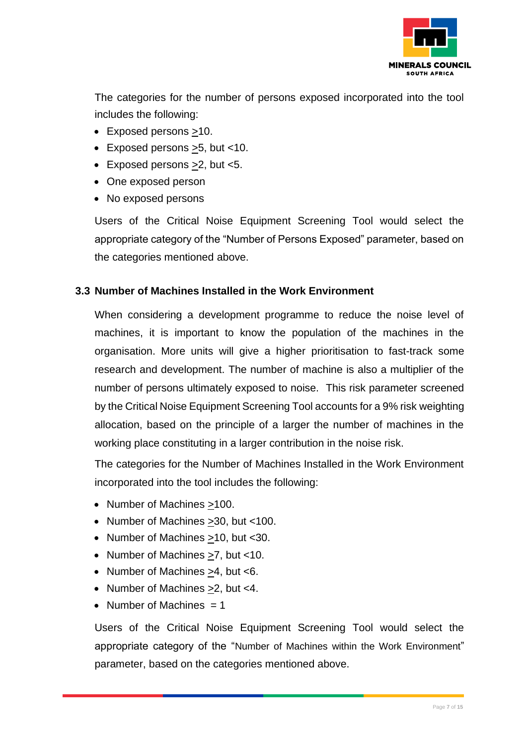The categories for the number of persons exposed incorporated into the tool includes the following:

- Exposed persons ≥10.
- Exposed persons ≥5, but <10.
- Exposed persons ≥2, but <5.
- One exposed person
- No exposed persons

Users of the Critical Noise Equipment Screening Tool would select the appropriate category of the "Number of Persons Exposed" parameter, based on the categories mentioned above.

### 3.3 Number of Machines Installed in the Work Environment

When considering a development programme to reduce the noise level of machines, it is important to know the population of the machines in the organisation. More units will give a higher prioritisation to fast-track some research and development. The number of machine is also a multiplier of the number of persons ultimately exposed to noise. This risk parameter screened by the Critical Noise Equipment Screening Tool accounts for a 9% risk weighting allocation, based on the principle of a larger the number of machines in the working place constituting in a larger contribution in the noise risk.

The categories for the Number of Machines Installed in the Work Environment incorporated into the tool includes the following:

- Number of Machines ≥100.
- Number of Machines ≥30, but <100.
- Number of Machines ≥10, but <30.
- Number of Machines ≥7, but <10.
- Number of Machines ≥4, but <6.
- Number of Machines ≥2, but <4.
- Number of Machines = 1

Users of the Critical Noise Equipment Screening Tool would select the appropriate category of the "Number of Machines within the Work Environment" parameter, based on the categories mentioned above.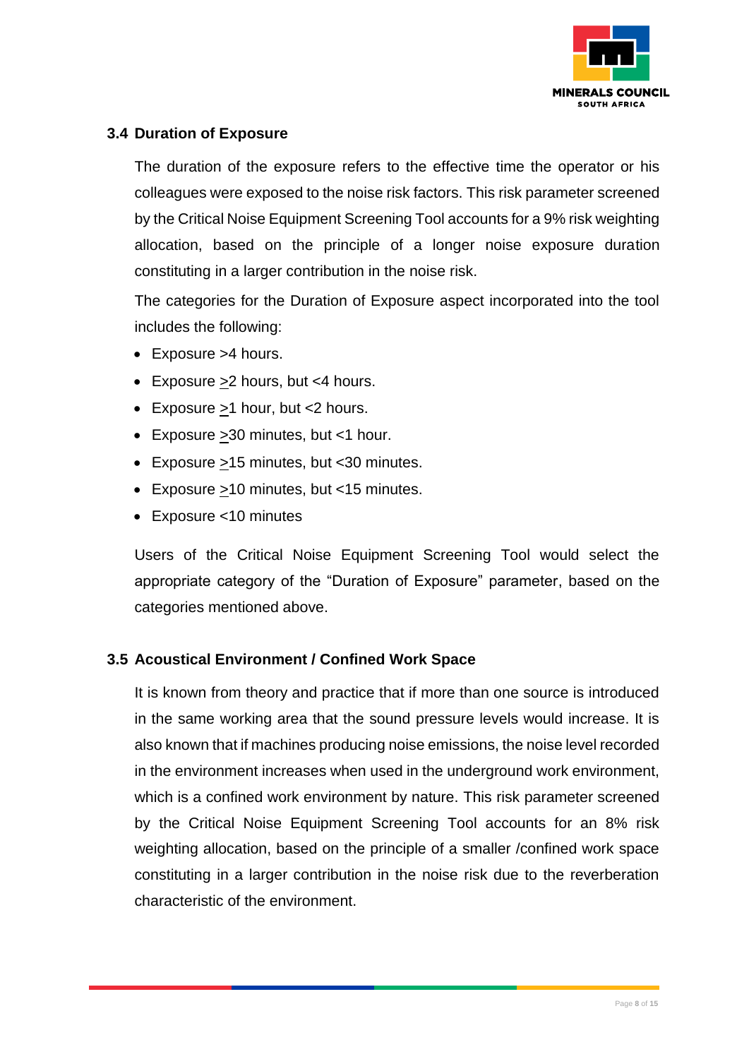### 3.4 Duration of Exposure

The duration of the exposure refers to the effective time the operator or his colleagues were exposed to the noise risk factors. This risk parameter screened by the Critical Noise Equipment Screening Tool accounts for a 9% risk weighting allocation, based on the principle of a longer noise exposure duration constituting in a larger contribution in the noise risk.

The categories for the Duration of Exposure aspect incorporated into the tool includes the following:

- Exposure >4 hours.
- Exposure ≥2 hours, but <4 hours.
- Exposure ≥1 hour, but <2 hours.
- Exposure ≥30 minutes, but <1 hour.
- Exposure ≥15 minutes, but <30 minutes.
- Exposure ≥10 minutes, but <15 minutes.
- Exposure <10 minutes

Users of the Critical Noise Equipment Screening Tool would select the appropriate category of the "Duration of Exposure" parameter, based on the categories mentioned above.

### 3.5 Acoustical Environment / Confined Work Space

It is known from theory and practice that if more than one source is introduced in the same working area that the sound pressure levels would increase. It is also known that if machines producing noise emissions, the noise level recorded in the environment increases when used in the underground work environment, which is a confined work environment by nature. This risk parameter screened by the Critical Noise Equipment Screening Tool accounts for an 8% risk weighting allocation, based on the principle of a smaller /confined work space constituting in a larger contribution in the noise risk due to the reverberation characteristic of the environment.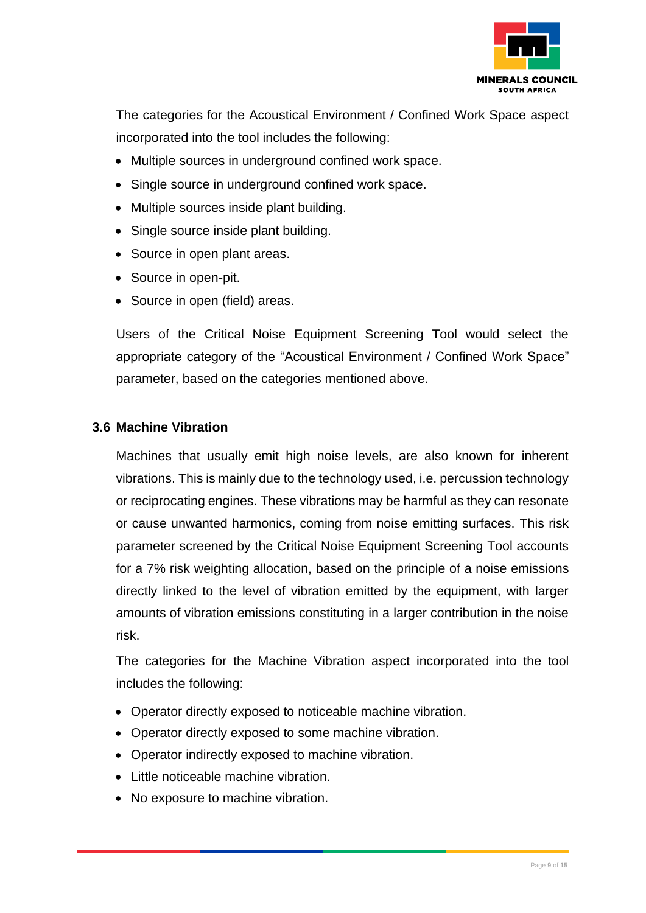The categories for the Acoustical Environment / Confined Work Space aspect incorporated into the tool includes the following:

- Multiple sources in underground confined work space.
- Single source in underground confined work space.
- Multiple sources inside plant building.
- Single source inside plant building.
- Source in open plant areas.
- Source in open-pit.
- Source in open (field) areas.

Users of the Critical Noise Equipment Screening Tool would select the appropriate category of the "Acoustical Environment / Confined Work Space" parameter, based on the categories mentioned above.

### 3.6 Machine Vibration

Machines that usually emit high noise levels, are also known for inherent vibrations. This is mainly due to the technology used, i.e. percussion technology or reciprocating engines. These vibrations may be harmful as they can resonate or cause unwanted harmonics, coming from noise emitting surfaces. This risk parameter screened by the Critical Noise Equipment Screening Tool accounts for a 7% risk weighting allocation, based on the principle of a noise emissions directly linked to the level of vibration emitted by the equipment, with larger amounts of vibration emissions constituting in a larger contribution in the noise risk.

The categories for the Machine Vibration aspect incorporated into the tool includes the following:

- Operator directly exposed to noticeable machine vibration.
- Operator directly exposed to some machine vibration.
- Operator indirectly exposed to machine vibration.
- Little noticeable machine vibration.
- No exposure to machine vibration.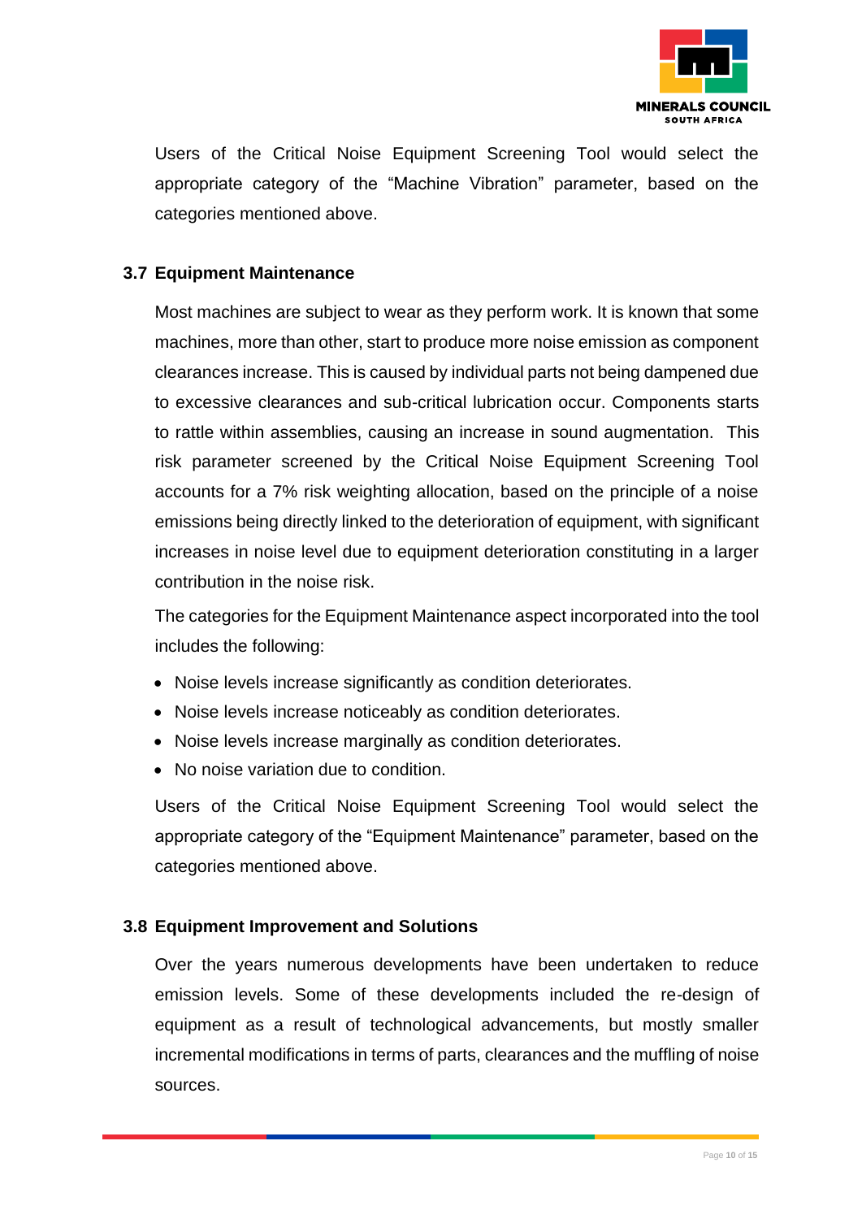Users of the Critical Noise Equipment Screening Tool would select the appropriate category of the "Machine Vibration" parameter, based on the categories mentioned above.

### 3.7 Equipment Maintenance

Most machines are subject to wear as they perform work. It is known that some machines, more than other, start to produce more noise emission as component clearances increase. This is caused by individual parts not being dampened due to excessive clearances and sub-critical lubrication occur. Components starts to rattle within assemblies, causing an increase in sound augmentation. This risk parameter screened by the Critical Noise Equipment Screening Tool accounts for a 7% risk weighting allocation, based on the principle of a noise emissions being directly linked to the deterioration of equipment, with significant increases in noise level due to equipment deterioration constituting in a larger contribution in the noise risk.

The categories for the Equipment Maintenance aspect incorporated into the tool includes the following:

- Noise levels increase significantly as condition deteriorates.
- Noise levels increase noticeably as condition deteriorates.
- Noise levels increase marginally as condition deteriorates.
- No noise variation due to condition.

Users of the Critical Noise Equipment Screening Tool would select the appropriate category of the "Equipment Maintenance" parameter, based on the categories mentioned above.

### 3.8 Equipment Improvement and Solutions

Over the years numerous developments have been undertaken to reduce emission levels. Some of these developments included the re-design of equipment as a result of technological advancements, but mostly smaller incremental modifications in terms of parts, clearances and the muffling of noise sources.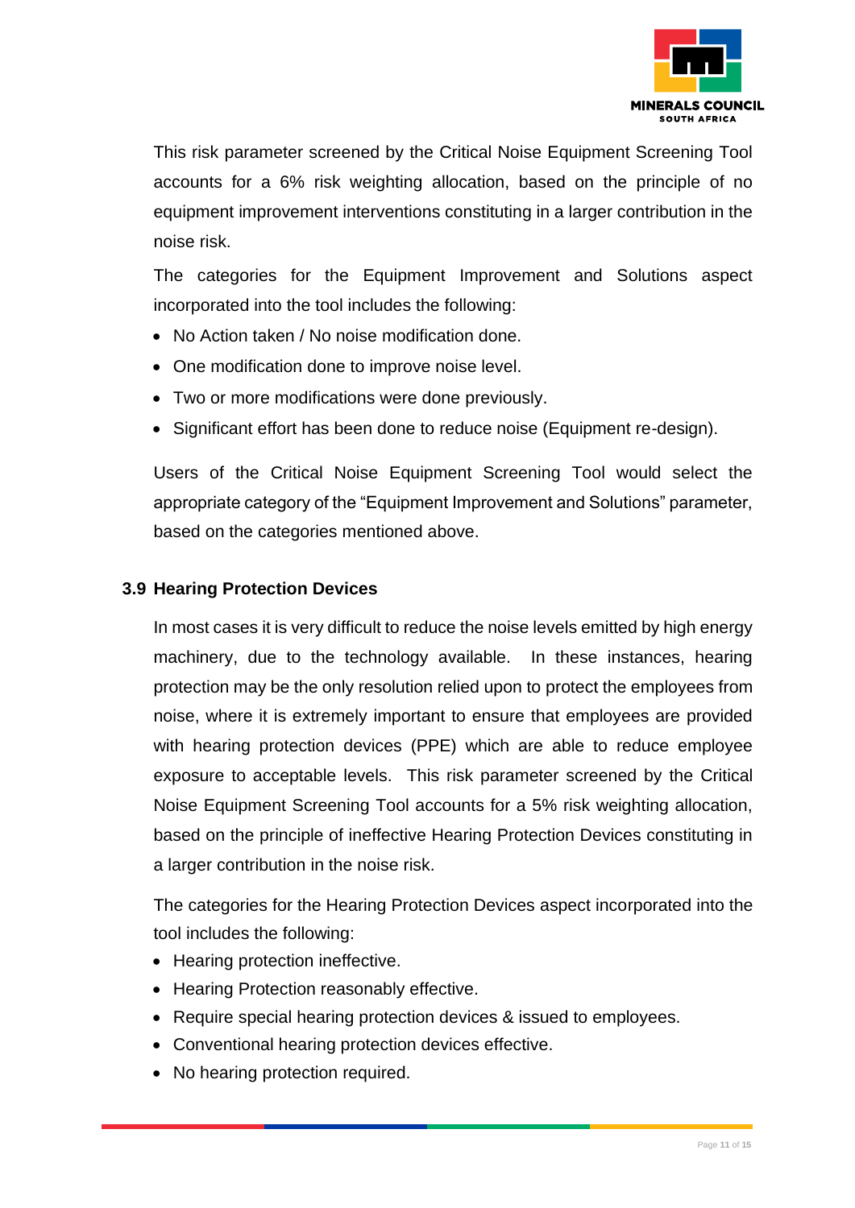This risk parameter screened by the Critical Noise Equipment Screening Tool accounts for a 6% risk weighting allocation, based on the principle of no equipment improvement interventions constituting in a larger contribution in the noise risk.

The categories for the Equipment Improvement and Solutions aspect incorporated into the tool includes the following:

- No Action taken / No noise modification done.
- One modification done to improve noise level.
- Two or more modifications were done previously.
- Significant effort has been done to reduce noise (Equipment re-design).

Users of the Critical Noise Equipment Screening Tool would select the appropriate category of the "Equipment Improvement and Solutions" parameter, based on the categories mentioned above.

### 3.9 Hearing Protection Devices

In most cases it is very difficult to reduce the noise levels emitted by high energy machinery, due to the technology available. In these instances, hearing protection may be the only resolution relied upon to protect the employees from noise, where it is extremely important to ensure that employees are provided with hearing protection devices (PPE) which are able to reduce employee exposure to acceptable levels. This risk parameter screened by the Critical Noise Equipment Screening Tool accounts for a 5% risk weighting allocation, based on the principle of ineffective Hearing Protection Devices constituting in a larger contribution in the noise risk.

The categories for the Hearing Protection Devices aspect incorporated into the tool includes the following:

- Hearing protection ineffective.
- Hearing Protection reasonably effective.
- Require special hearing protection devices & issued to employees.
- Conventional hearing protection devices effective.
- No hearing protection required.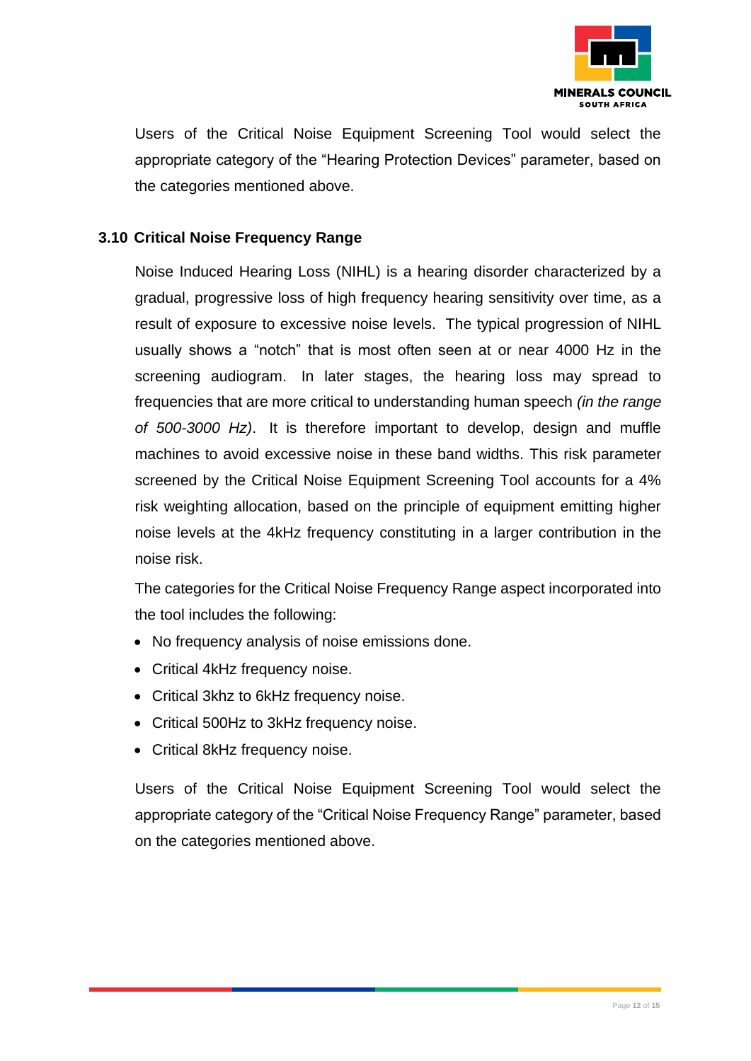Users of the Critical Noise Equipment Screening Tool would select the appropriate category of the "Hearing Protection Devices" parameter, based on the categories mentioned above.

### 3.10 Critical Noise Frequency Range

Noise Induced Hearing Loss (NIHL) is a hearing disorder characterized by a gradual, progressive loss of high frequency hearing sensitivity over time, as a result of exposure to excessive noise levels. The typical progression of NIHL usually shows a "notch" that is most often seen at or near 4000 Hz in the screening audiogram. In later stages, the hearing loss may spread to frequencies that are more critical to understanding human speech *(in the range of 500-3000 Hz)*. It is therefore important to develop, design and muffle machines to avoid excessive noise in these band widths. This risk parameter screened by the Critical Noise Equipment Screening Tool accounts for a 4% risk weighting allocation, based on the principle of equipment emitting higher noise levels at the 4kHz frequency constituting in a larger contribution in the noise risk.

The categories for the Critical Noise Frequency Range aspect incorporated into the tool includes the following:

- No frequency analysis of noise emissions done.
- Critical 4kHz frequency noise.
- Critical 3khz to 6kHz frequency noise.
- Critical 500Hz to 3kHz frequency noise.
- Critical 8kHz frequency noise.

Users of the Critical Noise Equipment Screening Tool would select the appropriate category of the "Critical Noise Frequency Range" parameter, based on the categories mentioned above.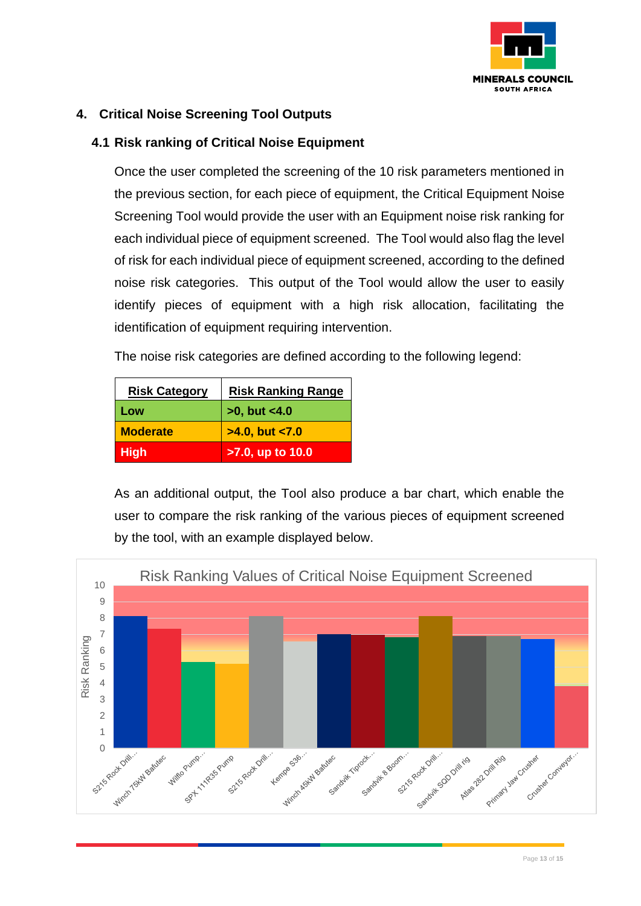## 4. Critical Noise Screening Tool Outputs

### 4.1 Risk ranking of Critical Noise Equipment

Once the user completed the screening of the 10 risk parameters mentioned in the previous section, for each piece of equipment, the Critical Equipment Noise Screening Tool would provide the user with an Equipment noise risk ranking for each individual piece of equipment screened. The Tool would also flag the level of risk for each individual piece of equipment screened, according to the defined noise risk categories. This output of the Tool would allow the user to easily identify pieces of equipment with a high risk allocation, facilitating the identification of equipment requiring intervention.

The noise risk categories are defined according to the following legend:

| Risk Category | Risk Ranking Range |
|---|---|
| Low | >0, but <4.0 |
| Moderate | >4.0, but <7.0 |
| High | >7.0, up to 10.0 |

As an additional output, the Tool also produce a bar chart, which enable the user to compare the risk ranking of the various pieces of equipment screened by the tool, with an example displayed below.

Risk Ranking Values of Critical Noise Equipment Screened

Risk Ranking (0–10)

S215 Rock Drill..., Winch 75kW Bafutec, Wilflo Pump..., SPX 111R35 Pump, S215 Rock Drill..., Kempe S36..., Winch 45kW Bafutec, Sandvik Tiprock..., Sandvik 8 Boom..., S215 Rock Drill..., Sandvik SQD Drill rig, Atlas 282 Drill Rig, Primary Jaw Crusher, Crusher Conveyor...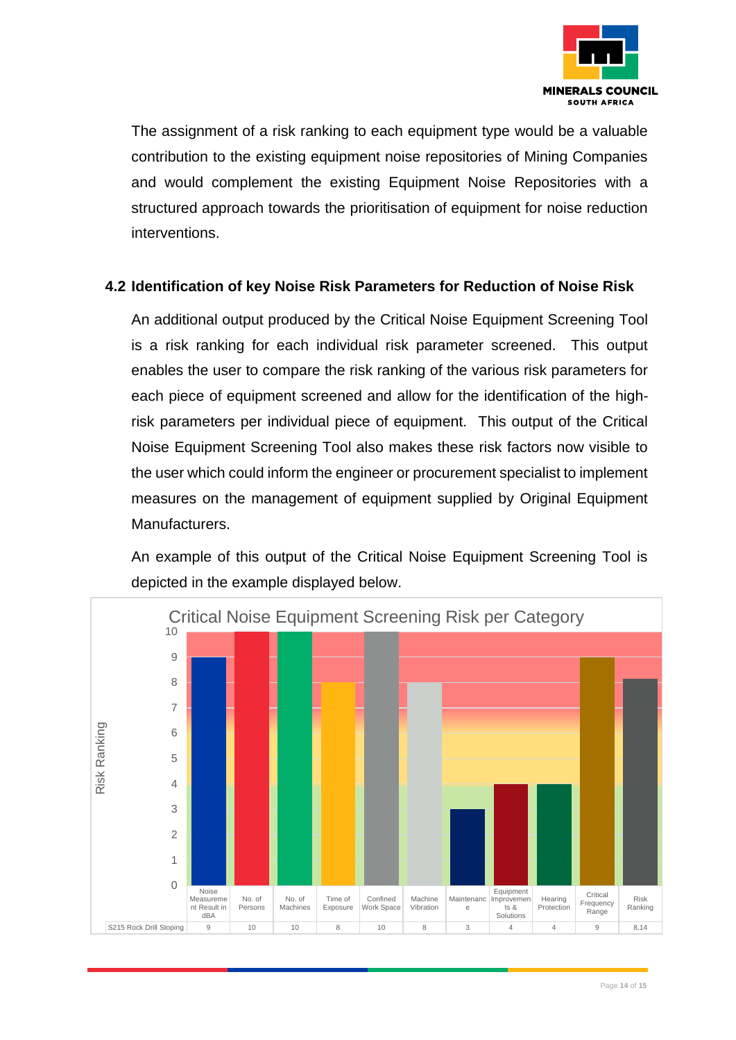The assignment of a risk ranking to each equipment type would be a valuable contribution to the existing equipment noise repositories of Mining Companies and would complement the existing Equipment Noise Repositories with a structured approach towards the prioritisation of equipment for noise reduction interventions.

## 4.2 Identification of key Noise Risk Parameters for Reduction of Noise Risk

An additional output produced by the Critical Noise Equipment Screening Tool is a risk ranking for each individual risk parameter screened. This output enables the user to compare the risk ranking of the various risk parameters for each piece of equipment screened and allow for the identification of the high-risk parameters per individual piece of equipment. This output of the Critical Noise Equipment Screening Tool also makes these risk factors now visible to the user which could inform the engineer or procurement specialist to implement measures on the management of equipment supplied by Original Equipment Manufacturers.

An example of this output of the Critical Noise Equipment Screening Tool is depicted in the example displayed below.

**Critical Noise Equipment Screening Risk per Category**

| | Noise Measurement Result in dBA | No. of Persons | No. of Machines | Time of Exposure | Confined Work Space | Machine Vibration | Maintenance | Equipment Improvements & Solutions | Hearing Protection | Critical Frequency Range | Risk Ranking |
|---|---|---|---|---|---|---|---|---|---|---|---|
| S215 Rock Drill Stoping | 9 | 10 | 10 | 8 | 10 | 8 | 3 | 4 | 4 | 9 | 8,14 |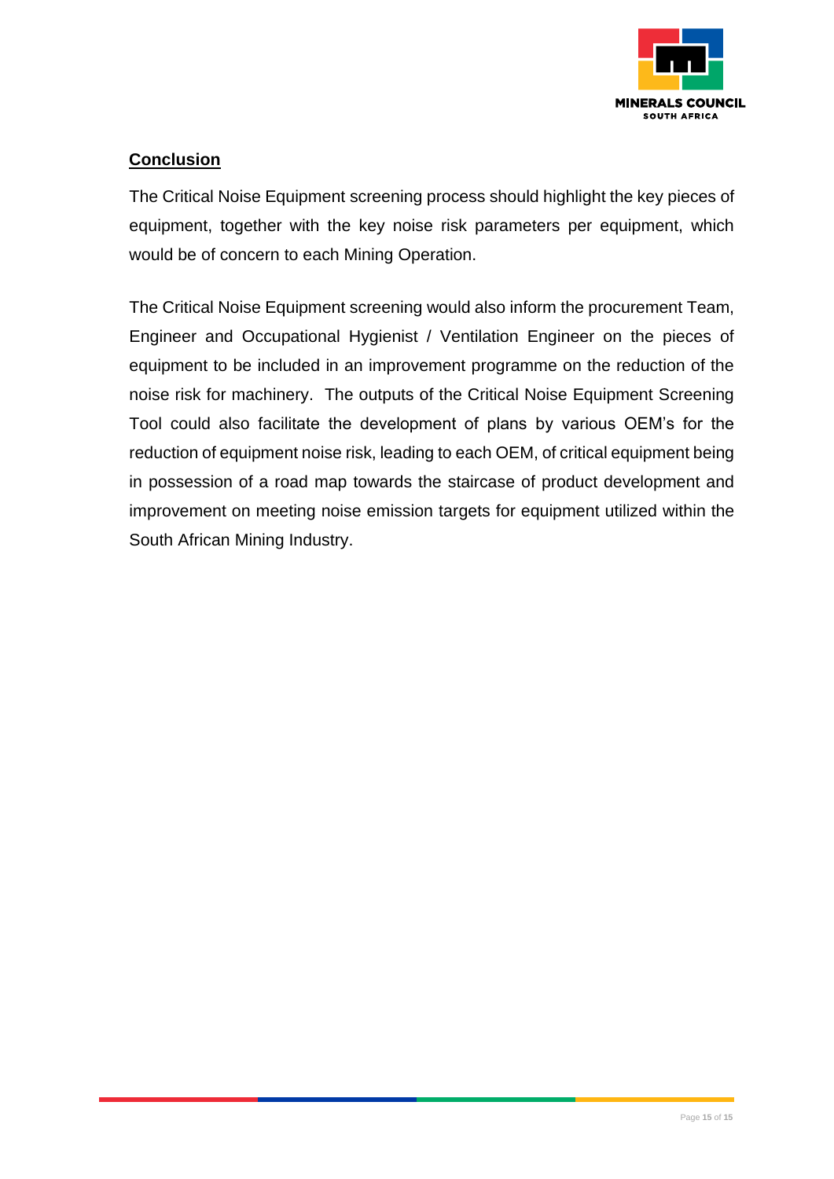## Conclusion

The Critical Noise Equipment screening process should highlight the key pieces of equipment, together with the key noise risk parameters per equipment, which would be of concern to each Mining Operation.

The Critical Noise Equipment screening would also inform the procurement Team, Engineer and Occupational Hygienist / Ventilation Engineer on the pieces of equipment to be included in an improvement programme on the reduction of the noise risk for machinery. The outputs of the Critical Noise Equipment Screening Tool could also facilitate the development of plans by various OEM's for the reduction of equipment noise risk, leading to each OEM, of critical equipment being in possession of a road map towards the staircase of product development and improvement on meeting noise emission targets for equipment utilized within the South African Mining Industry.